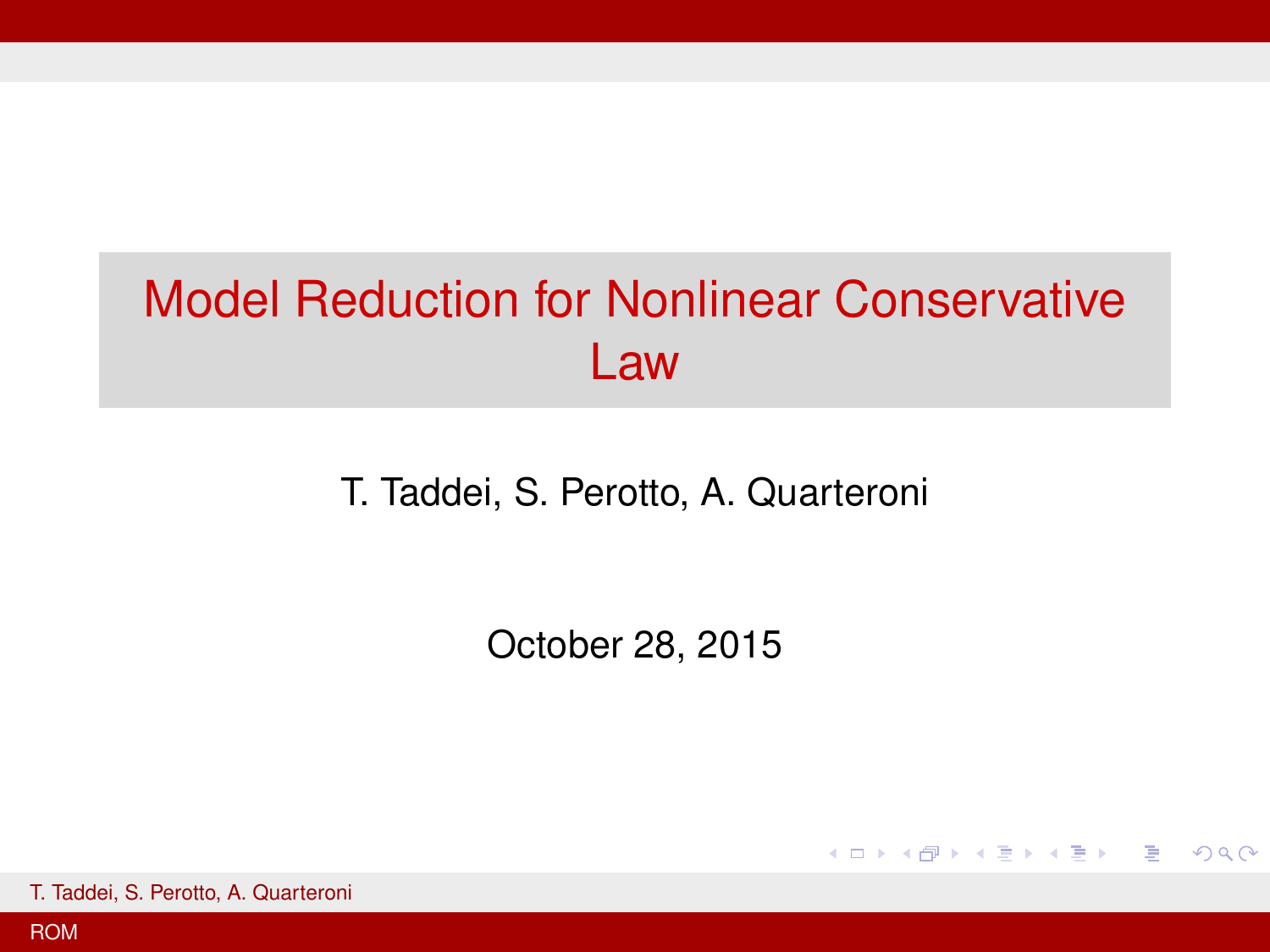# Model Reduction for Nonlinear Conservative Law

T. Taddei, S. Perotto, A. Quarteroni

October 28, 2015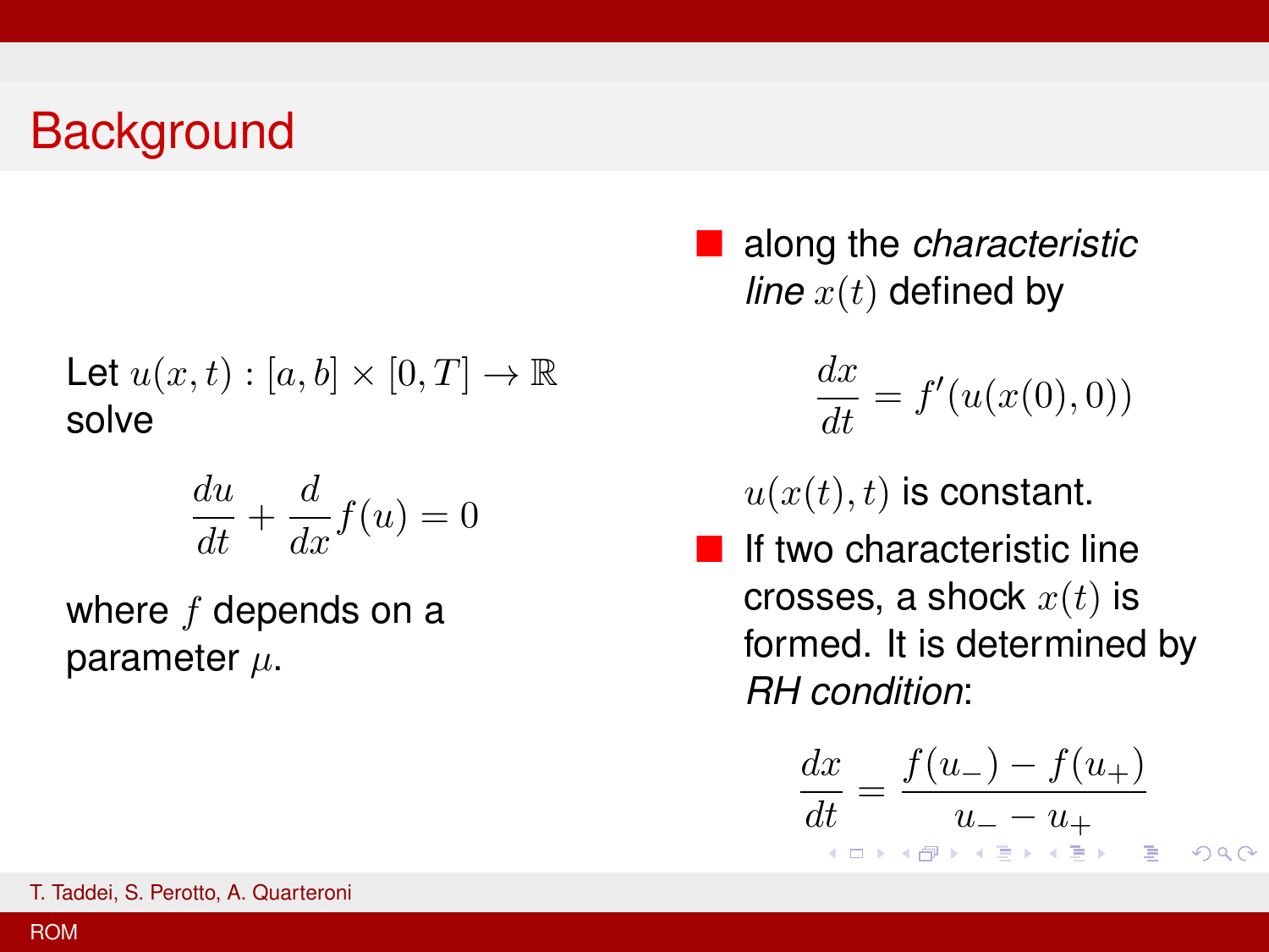# Background

Let $u(x,t) : [a,b] \times [0,T] \to \mathbb{R}$ solve

$$\frac{du}{dt} + \frac{d}{dx} f(u) = 0$$

where $f$ depends on a parameter $\mu$.

- along the *characteristic line* $x(t)$ defined by

$$\frac{dx}{dt} = f'(u(x(0), 0))$$

  $u(x(t), t)$ is constant.

- If two characteristic line crosses, a shock $x(t)$ is formed. It is determined by *RH condition*:

$$\frac{dx}{dt} = \frac{f(u_-) - f(u_+)}{u_- - u_+}$$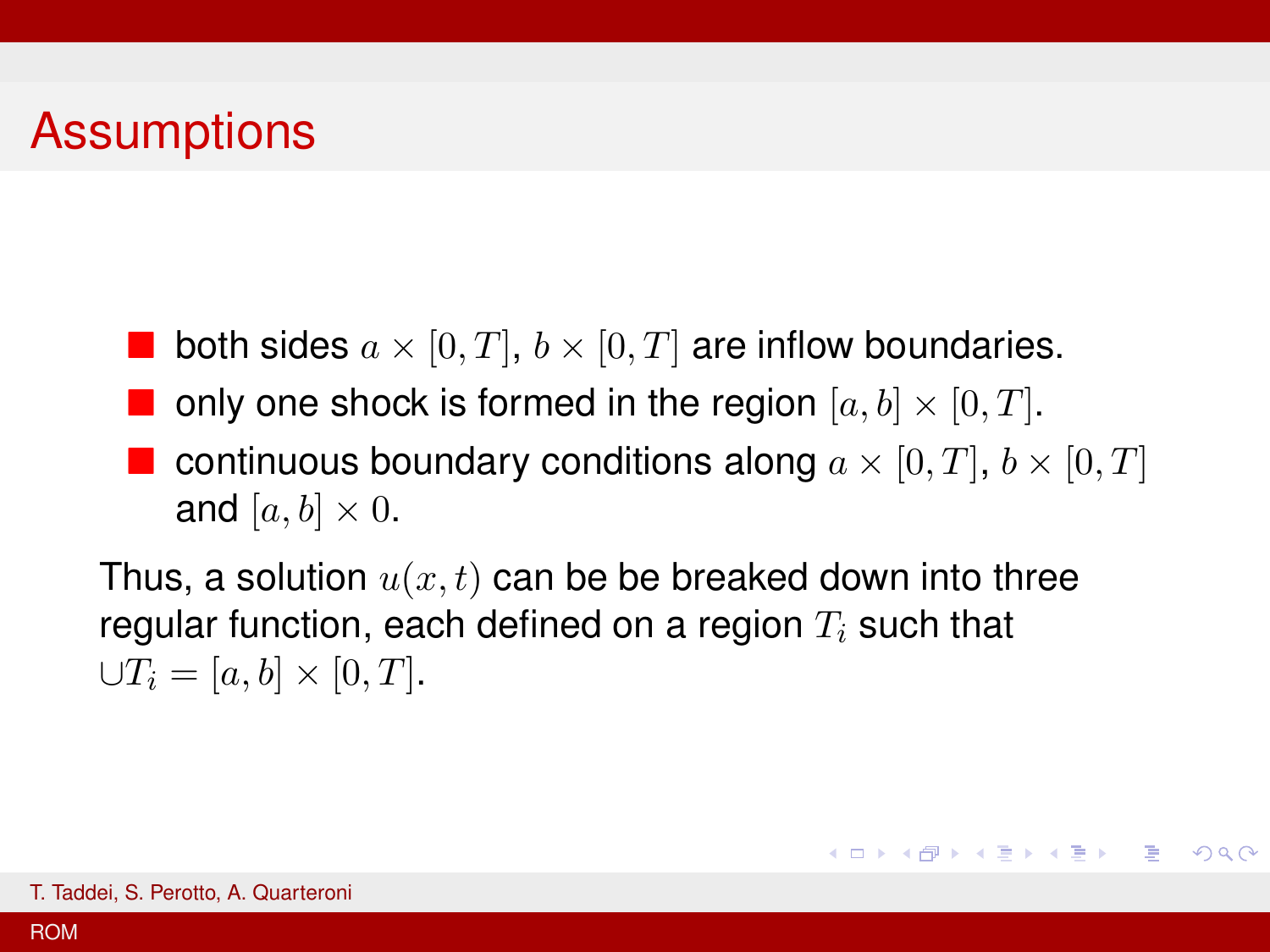# Assumptions

- both sides $a \times [0, T]$, $b \times [0, T]$ are inflow boundaries.
- only one shock is formed in the region $[a, b] \times [0, T]$.
- continuous boundary conditions along $a \times [0, T]$, $b \times [0, T]$ and $[a, b] \times 0$.

Thus, a solution $u(x, t)$ can be be breaked down into three regular function, each defined on a region $T_i$ such that $\cup T_i = [a, b] \times [0, T]$.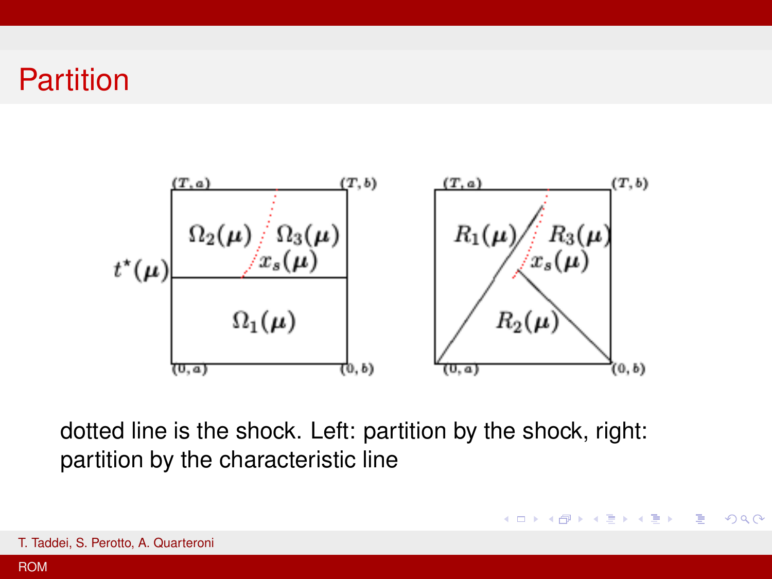# Partition

dotted line is the shock. Left: partition by the shock, right: partition by the characteristic line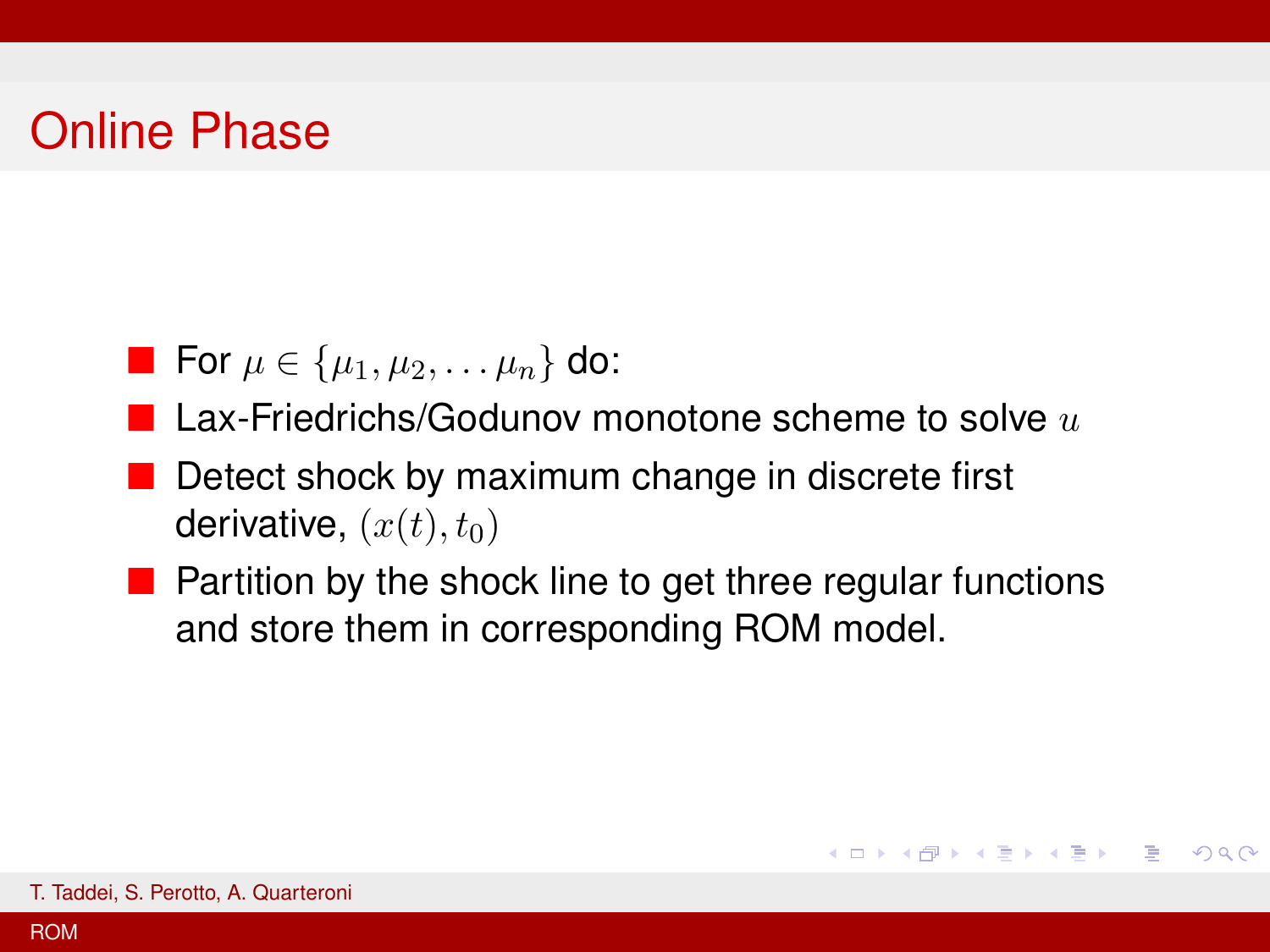# Online Phase

- For $\mu \in \{\mu_1, \mu_2, \ldots \mu_n\}$ do:
- Lax-Friedrichs/Godunov monotone scheme to solve $u$
- Detect shock by maximum change in discrete first derivative, $(x(t), t_0)$
- Partition by the shock line to get three regular functions and store them in corresponding ROM model.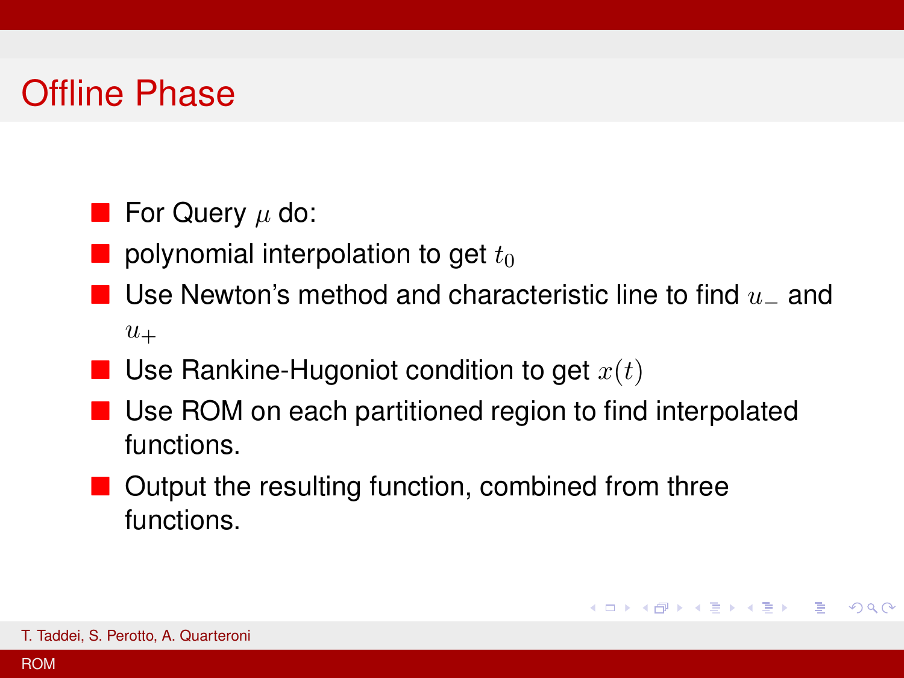# Offline Phase

- For Query $\mu$ do:
- polynomial interpolation to get $t_0$
- Use Newton's method and characteristic line to find $u_-$ and $u_+$
- Use Rankine-Hugoniot condition to get $x(t)$
- Use ROM on each partitioned region to find interpolated functions.
- Output the resulting function, combined from three functions.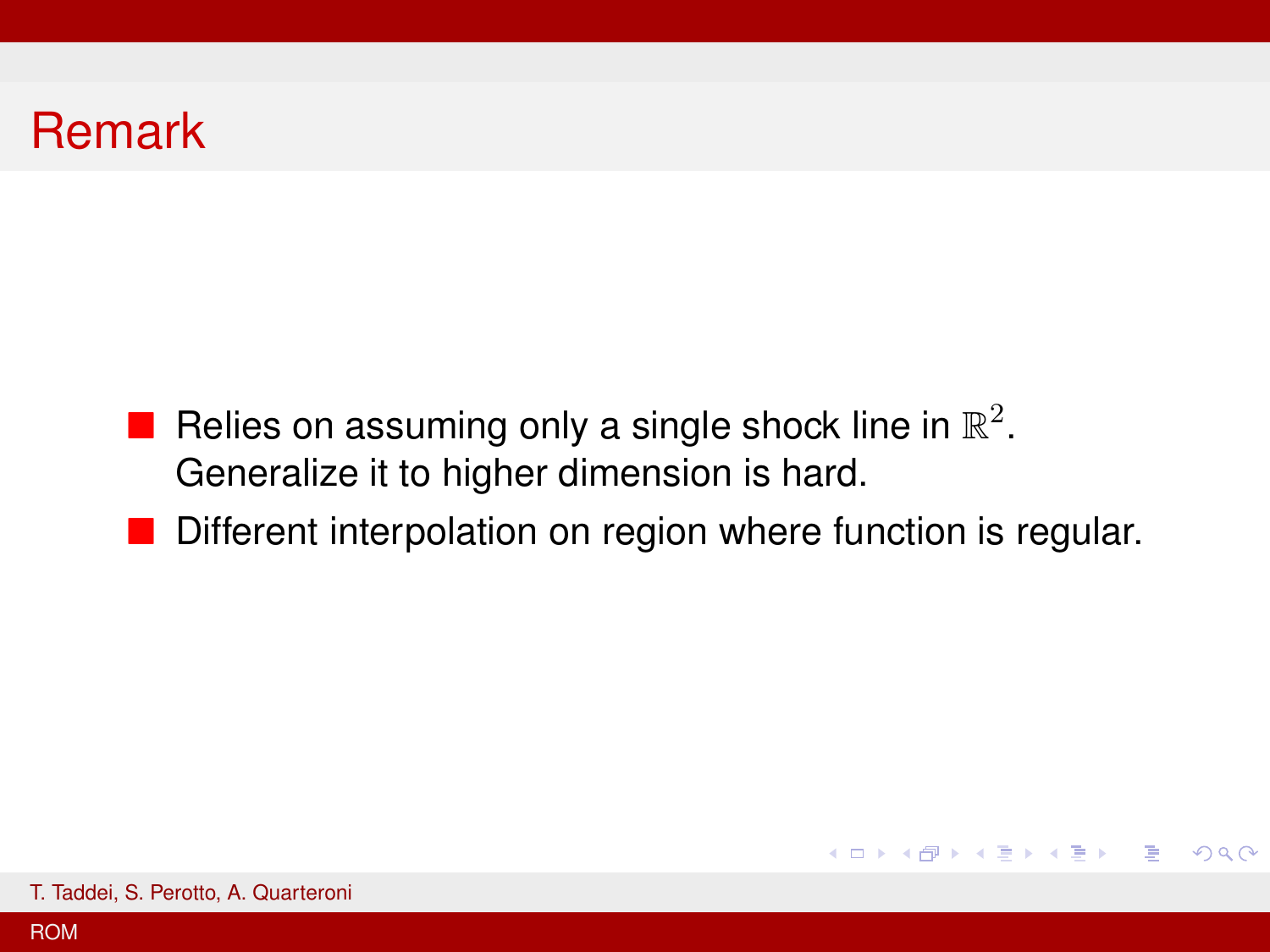# Remark

- Relies on assuming only a single shock line in $\mathbb{R}^2$. Generalize it to higher dimension is hard.
- Different interpolation on region where function is regular.